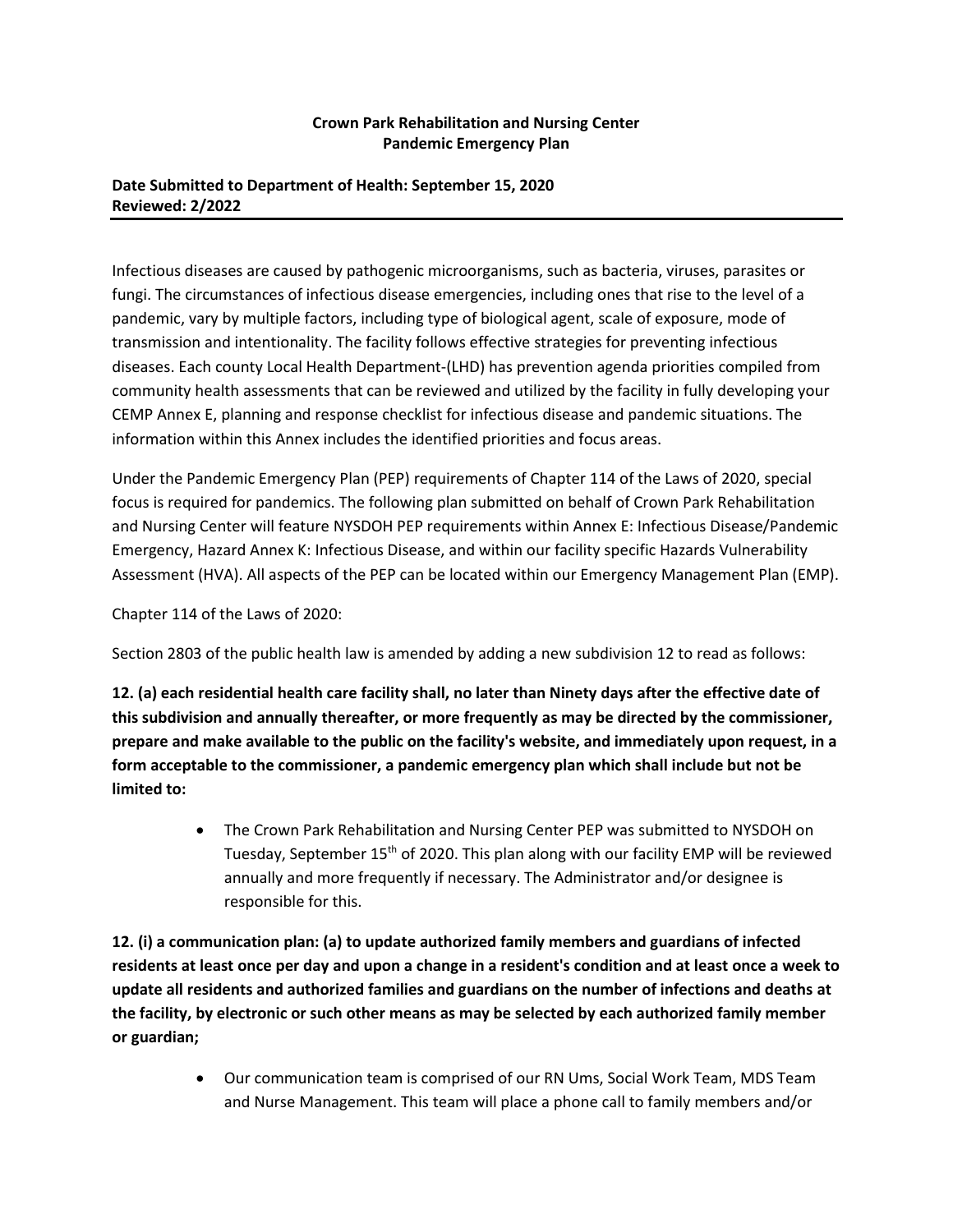**Crown Park Rehabilitation and Nursing Center**
**Pandemic Emergency Plan**

**Date Submitted to Department of Health: September 15, 2020**
**Reviewed: 2/2022**

---

Infectious diseases are caused by pathogenic microorganisms, such as bacteria, viruses, parasites or fungi. The circumstances of infectious disease emergencies, including ones that rise to the level of a pandemic, vary by multiple factors, including type of biological agent, scale of exposure, mode of transmission and intentionality. The facility follows effective strategies for preventing infectious diseases. Each county Local Health Department-(LHD) has prevention agenda priorities compiled from community health assessments that can be reviewed and utilized by the facility in fully developing your CEMP Annex E, planning and response checklist for infectious disease and pandemic situations. The information within this Annex includes the identified priorities and focus areas.

Under the Pandemic Emergency Plan (PEP) requirements of Chapter 114 of the Laws of 2020, special focus is required for pandemics. The following plan submitted on behalf of Crown Park Rehabilitation and Nursing Center will feature NYSDOH PEP requirements within Annex E: Infectious Disease/Pandemic Emergency, Hazard Annex K: Infectious Disease, and within our facility specific Hazards Vulnerability Assessment (HVA). All aspects of the PEP can be located within our Emergency Management Plan (EMP).

Chapter 114 of the Laws of 2020:

Section 2803 of the public health law is amended by adding a new subdivision 12 to read as follows:

**12. (a) each residential health care facility shall, no later than Ninety days after the effective date of this subdivision and annually thereafter, or more frequently as may be directed by the commissioner, prepare and make available to the public on the facility's website, and immediately upon request, in a form acceptable to the commissioner, a pandemic emergency plan which shall include but not be limited to:**

- The Crown Park Rehabilitation and Nursing Center PEP was submitted to NYSDOH on Tuesday, September 15th of 2020. This plan along with our facility EMP will be reviewed annually and more frequently if necessary. The Administrator and/or designee is responsible for this.

**12. (i) a communication plan: (a) to update authorized family members and guardians of infected residents at least once per day and upon a change in a resident's condition and at least once a week to update all residents and authorized families and guardians on the number of infections and deaths at the facility, by electronic or such other means as may be selected by each authorized family member or guardian;**

- Our communication team is comprised of our RN Ums, Social Work Team, MDS Team and Nurse Management. This team will place a phone call to family members and/or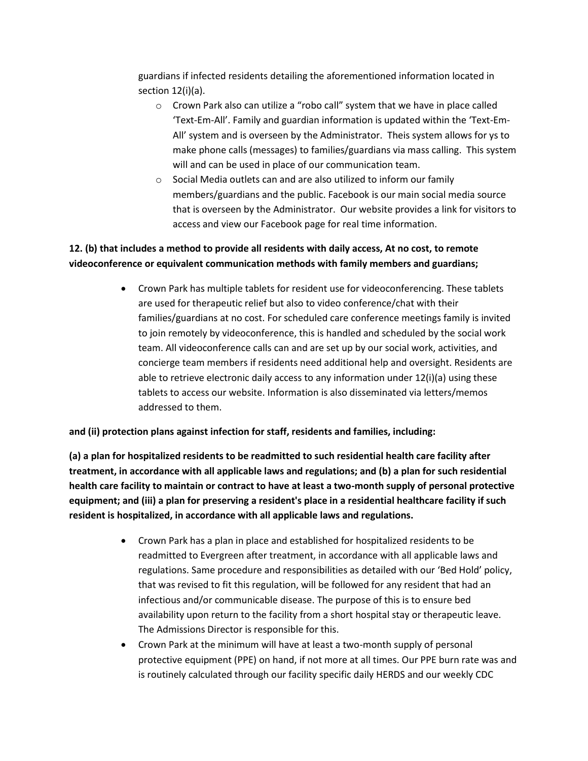guardians if infected residents detailing the aforementioned information located in section 12(i)(a).

  - Crown Park also can utilize a "robo call" system that we have in place called 'Text-Em-All'. Family and guardian information is updated within the 'Text-Em-All' system and is overseen by the Administrator. Theis system allows for ys to make phone calls (messages) to families/guardians via mass calling. This system will and can be used in place of our communication team.
  - Social Media outlets can and are also utilized to inform our family members/guardians and the public. Facebook is our main social media source that is overseen by the Administrator. Our website provides a link for visitors to access and view our Facebook page for real time information.

**12. (b) that includes a method to provide all residents with daily access, At no cost, to remote videoconference or equivalent communication methods with family members and guardians;**

- Crown Park has multiple tablets for resident use for videoconferencing. These tablets are used for therapeutic relief but also to video conference/chat with their families/guardians at no cost. For scheduled care conference meetings family is invited to join remotely by videoconference, this is handled and scheduled by the social work team. All videoconference calls can and are set up by our social work, activities, and concierge team members if residents need additional help and oversight. Residents are able to retrieve electronic daily access to any information under 12(i)(a) using these tablets to access our website. Information is also disseminated via letters/memos addressed to them.

**and (ii) protection plans against infection for staff, residents and families, including:**

**(a) a plan for hospitalized residents to be readmitted to such residential health care facility after treatment, in accordance with all applicable laws and regulations; and (b) a plan for such residential health care facility to maintain or contract to have at least a two-month supply of personal protective equipment; and (iii) a plan for preserving a resident's place in a residential healthcare facility if such resident is hospitalized, in accordance with all applicable laws and regulations.**

- Crown Park has a plan in place and established for hospitalized residents to be readmitted to Evergreen after treatment, in accordance with all applicable laws and regulations. Same procedure and responsibilities as detailed with our 'Bed Hold' policy, that was revised to fit this regulation, will be followed for any resident that had an infectious and/or communicable disease. The purpose of this is to ensure bed availability upon return to the facility from a short hospital stay or therapeutic leave. The Admissions Director is responsible for this.
- Crown Park at the minimum will have at least a two-month supply of personal protective equipment (PPE) on hand, if not more at all times. Our PPE burn rate was and is routinely calculated through our facility specific daily HERDS and our weekly CDC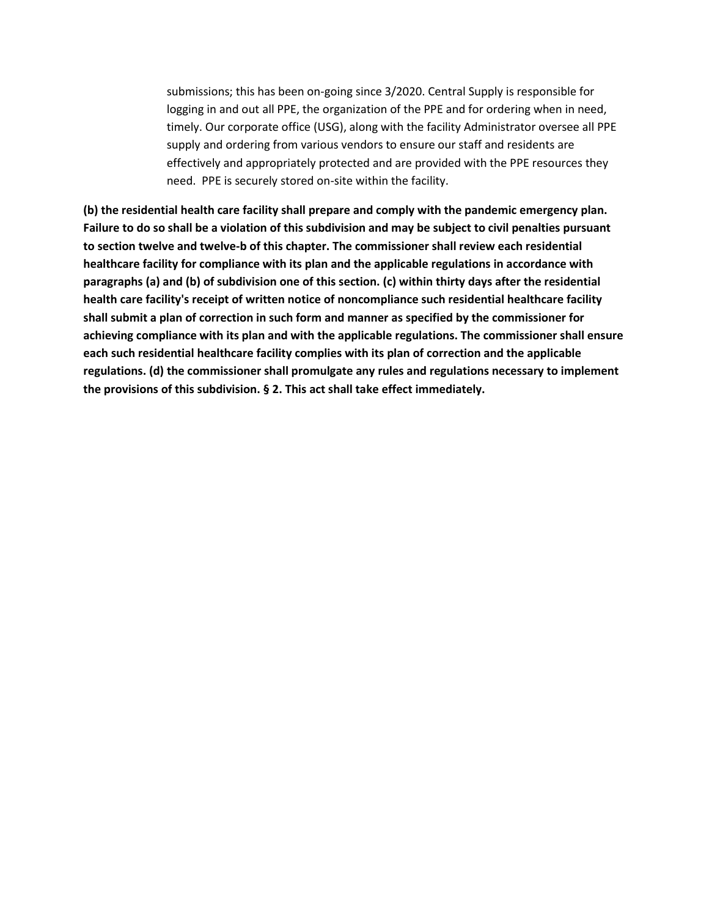submissions; this has been on-going since 3/2020. Central Supply is responsible for logging in and out all PPE, the organization of the PPE and for ordering when in need, timely. Our corporate office (USG), along with the facility Administrator oversee all PPE supply and ordering from various vendors to ensure our staff and residents are effectively and appropriately protected and are provided with the PPE resources they need. PPE is securely stored on-site within the facility.

**(b) the residential health care facility shall prepare and comply with the pandemic emergency plan. Failure to do so shall be a violation of this subdivision and may be subject to civil penalties pursuant to section twelve and twelve-b of this chapter. The commissioner shall review each residential healthcare facility for compliance with its plan and the applicable regulations in accordance with paragraphs (a) and (b) of subdivision one of this section. (c) within thirty days after the residential health care facility's receipt of written notice of noncompliance such residential healthcare facility shall submit a plan of correction in such form and manner as specified by the commissioner for achieving compliance with its plan and with the applicable regulations. The commissioner shall ensure each such residential healthcare facility complies with its plan of correction and the applicable regulations. (d) the commissioner shall promulgate any rules and regulations necessary to implement the provisions of this subdivision. § 2. This act shall take effect immediately.**